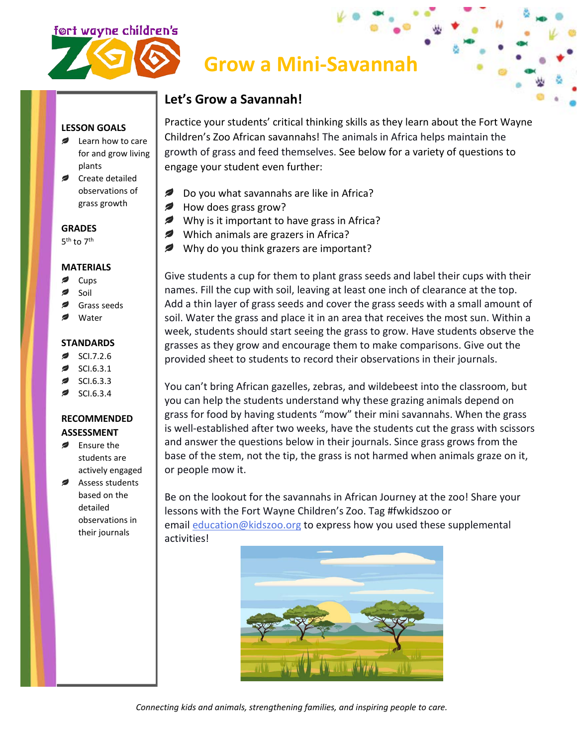# Grow a Mini-Savannah

## LESSON GOALS

- Learn how to care for and grow living plants
- Create detailed observations of grass growth

## GRADES

5th to 7th

## MATERIALS

- Cups
- Soil
- Grass seeds
- Water

## STANDARDS

- SCI.7.2.6
- SCI.6.3.1
- SCI.6.3.3
- SCI.6.3.4

## RECOMMENDED ASSESSMENT

- Ensure the students are actively engaged
- Assess students based on the detailed observations in their journals

## Let's Grow a Savannah!

Practice your students' critical thinking skills as they learn about the Fort Wayne Children's Zoo African savannahs! The animals in Africa helps maintain the growth of grass and feed themselves. See below for a variety of questions to engage your student even further:

- Do you what savannahs are like in Africa?
- How does grass grow?
- Why is it important to have grass in Africa?
- Which animals are grazers in Africa?
- Why do you think grazers are important?

Give students a cup for them to plant grass seeds and label their cups with their names. Fill the cup with soil, leaving at least one inch of clearance at the top. Add a thin layer of grass seeds and cover the grass seeds with a small amount of soil. Water the grass and place it in an area that receives the most sun. Within a week, students should start seeing the grass to grow. Have students observe the grasses as they grow and encourage them to make comparisons. Give out the provided sheet to students to record their observations in their journals.

You can't bring African gazelles, zebras, and wildebeest into the classroom, but you can help the students understand why these grazing animals depend on grass for food by having students "mow" their mini savannahs. When the grass is well-established after two weeks, have the students cut the grass with scissors and answer the questions below in their journals. Since grass grows from the base of the stem, not the tip, the grass is not harmed when animals graze on it, or people mow it.

Be on the lookout for the savannahs in African Journey at the zoo! Share your lessons with the Fort Wayne Children's Zoo. Tag #fwkidszoo or email education@kidszoo.org to express how you used these supplemental activities!

*Connecting kids and animals, strengthening families, and inspiring people to care.*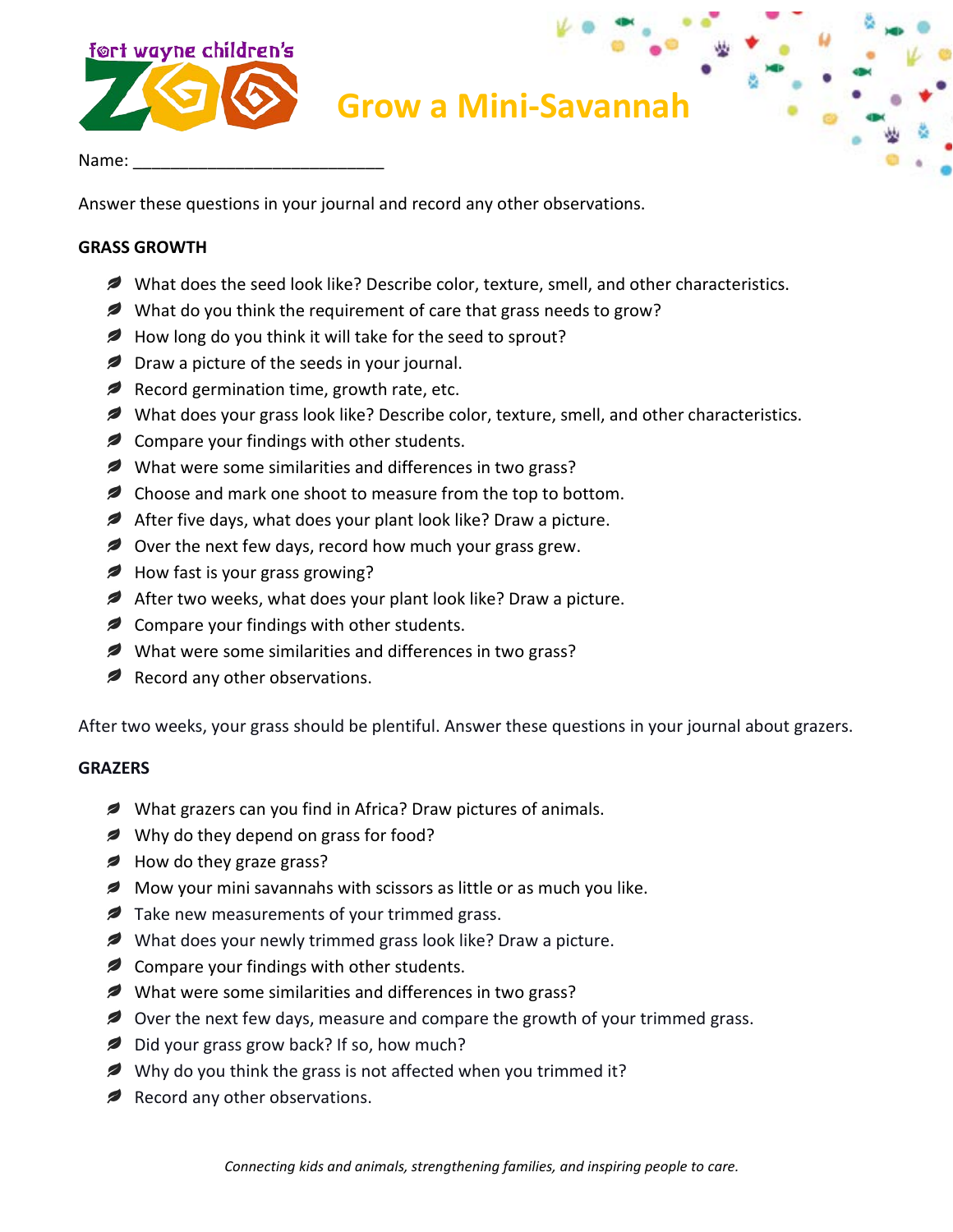# Grow a Mini-Savannah

Name: ___________________________

Answer these questions in your journal and record any other observations.

**GRASS GROWTH**

- What does the seed look like? Describe color, texture, smell, and other characteristics.
- What do you think the requirement of care that grass needs to grow?
- How long do you think it will take for the seed to sprout?
- Draw a picture of the seeds in your journal.
- Record germination time, growth rate, etc.
- What does your grass look like? Describe color, texture, smell, and other characteristics.
- Compare your findings with other students.
- What were some similarities and differences in two grass?
- Choose and mark one shoot to measure from the top to bottom.
- After five days, what does your plant look like? Draw a picture.
- Over the next few days, record how much your grass grew.
- How fast is your grass growing?
- After two weeks, what does your plant look like? Draw a picture.
- Compare your findings with other students.
- What were some similarities and differences in two grass?
- Record any other observations.

After two weeks, your grass should be plentiful. Answer these questions in your journal about grazers.

**GRAZERS**

- What grazers can you find in Africa? Draw pictures of animals.
- Why do they depend on grass for food?
- How do they graze grass?
- Mow your mini savannahs with scissors as little or as much you like.
- Take new measurements of your trimmed grass.
- What does your newly trimmed grass look like? Draw a picture.
- Compare your findings with other students.
- What were some similarities and differences in two grass?
- Over the next few days, measure and compare the growth of your trimmed grass.
- Did your grass grow back? If so, how much?
- Why do you think the grass is not affected when you trimmed it?
- Record any other observations.

*Connecting kids and animals, strengthening families, and inspiring people to care.*